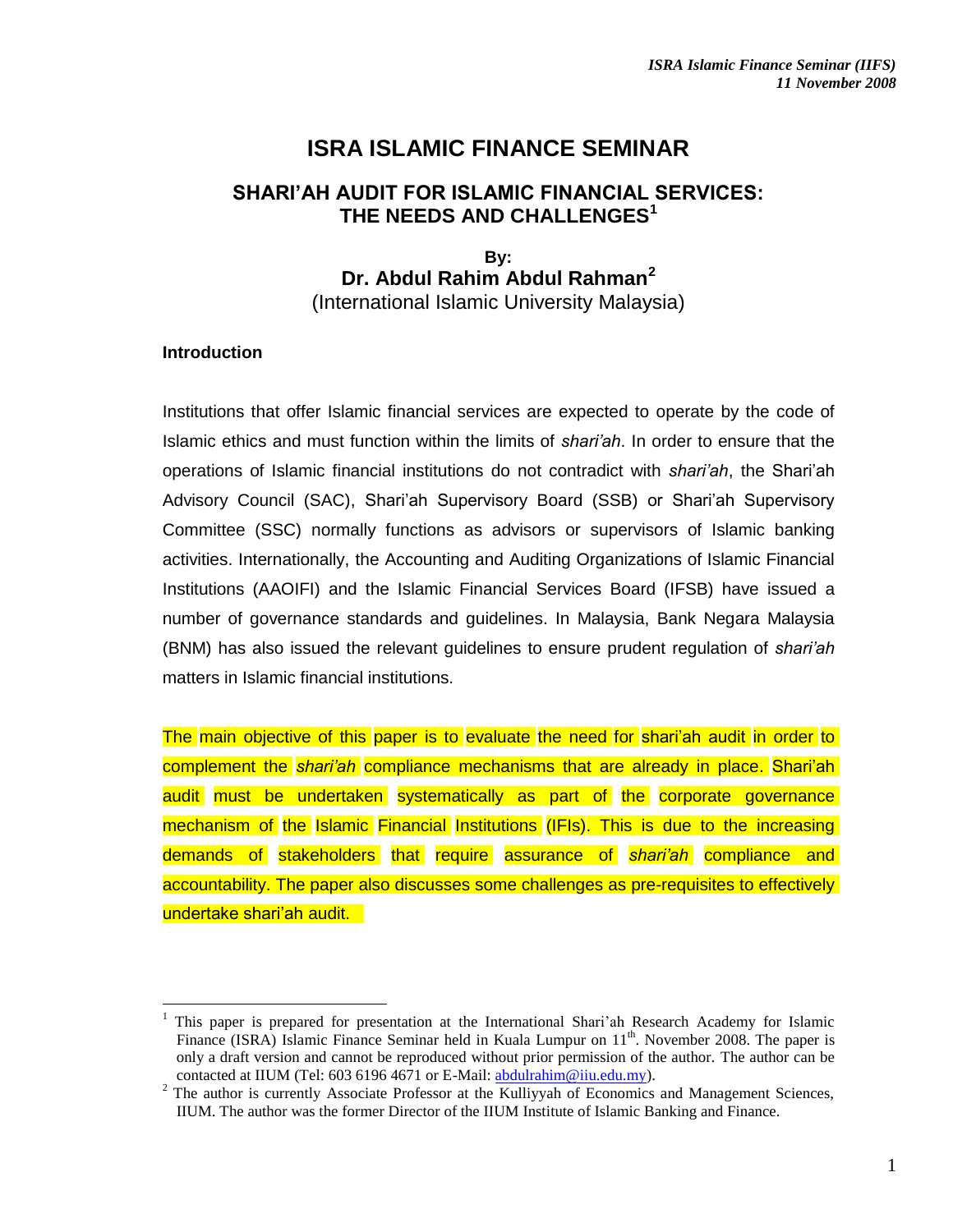# ISRA ISLAMIC FINANCE SEMINAR

## SHARI'AH AUDIT FOR ISLAMIC FINANCIAL SERVICES: THE NEEDS AND CHALLENGES[1]

**By:**

**Dr. Abdul Rahim Abdul Rahman[2]**

(International Islamic University Malaysia)

### Introduction

Institutions that offer Islamic financial services are expected to operate by the code of Islamic ethics and must function within the limits of *shari'ah*. In order to ensure that the operations of Islamic financial institutions do not contradict with *shari'ah*, the Shari'ah Advisory Council (SAC), Shari'ah Supervisory Board (SSB) or Shari'ah Supervisory Committee (SSC) normally functions as advisors or supervisors of Islamic banking activities. Internationally, the Accounting and Auditing Organizations of Islamic Financial Institutions (AAOIFI) and the Islamic Financial Services Board (IFSB) have issued a number of governance standards and guidelines. In Malaysia, Bank Negara Malaysia (BNM) has also issued the relevant guidelines to ensure prudent regulation of *shari'ah* matters in Islamic financial institutions.

The main objective of this paper is to evaluate the need for shari'ah audit in order to complement the *shari'ah* compliance mechanisms that are already in place. Shari'ah audit must be undertaken systematically as part of the corporate governance mechanism of the Islamic Financial Institutions (IFIs). This is due to the increasing demands of stakeholders that require assurance of *shari'ah* compliance and accountability. The paper also discusses some challenges as pre-requisites to effectively undertake shari'ah audit.

---

[1] This paper is prepared for presentation at the International Shari'ah Research Academy for Islamic Finance (ISRA) Islamic Finance Seminar held in Kuala Lumpur on 11th. November 2008. The paper is only a draft version and cannot be reproduced without prior permission of the author. The author can be contacted at IIUM (Tel: 603 6196 4671 or E-Mail: abdulrahim@iiu.edu.my).

[2] The author is currently Associate Professor at the Kulliyyah of Economics and Management Sciences, IIUM. The author was the former Director of the IIUM Institute of Islamic Banking and Finance.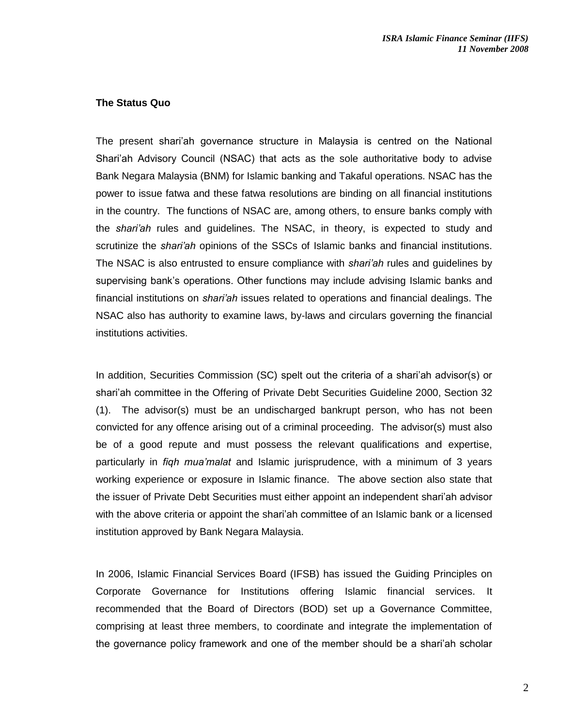**The Status Quo**

The present shari'ah governance structure in Malaysia is centred on the National Shari'ah Advisory Council (NSAC) that acts as the sole authoritative body to advise Bank Negara Malaysia (BNM) for Islamic banking and Takaful operations. NSAC has the power to issue fatwa and these fatwa resolutions are binding on all financial institutions in the country. The functions of NSAC are, among others, to ensure banks comply with the *shari'ah* rules and guidelines. The NSAC, in theory, is expected to study and scrutinize the *shari'ah* opinions of the SSCs of Islamic banks and financial institutions. The NSAC is also entrusted to ensure compliance with *shari'ah* rules and guidelines by supervising bank's operations. Other functions may include advising Islamic banks and financial institutions on *shari'ah* issues related to operations and financial dealings. The NSAC also has authority to examine laws, by-laws and circulars governing the financial institutions activities.

In addition, Securities Commission (SC) spelt out the criteria of a shari'ah advisor(s) or shari'ah committee in the Offering of Private Debt Securities Guideline 2000, Section 32 (1). The advisor(s) must be an undischarged bankrupt person, who has not been convicted for any offence arising out of a criminal proceeding. The advisor(s) must also be of a good repute and must possess the relevant qualifications and expertise, particularly in *fiqh mua'malat* and Islamic jurisprudence, with a minimum of 3 years working experience or exposure in Islamic finance. The above section also state that the issuer of Private Debt Securities must either appoint an independent shari'ah advisor with the above criteria or appoint the shari'ah committee of an Islamic bank or a licensed institution approved by Bank Negara Malaysia.

In 2006, Islamic Financial Services Board (IFSB) has issued the Guiding Principles on Corporate Governance for Institutions offering Islamic financial services. It recommended that the Board of Directors (BOD) set up a Governance Committee, comprising at least three members, to coordinate and integrate the implementation of the governance policy framework and one of the member should be a shari'ah scholar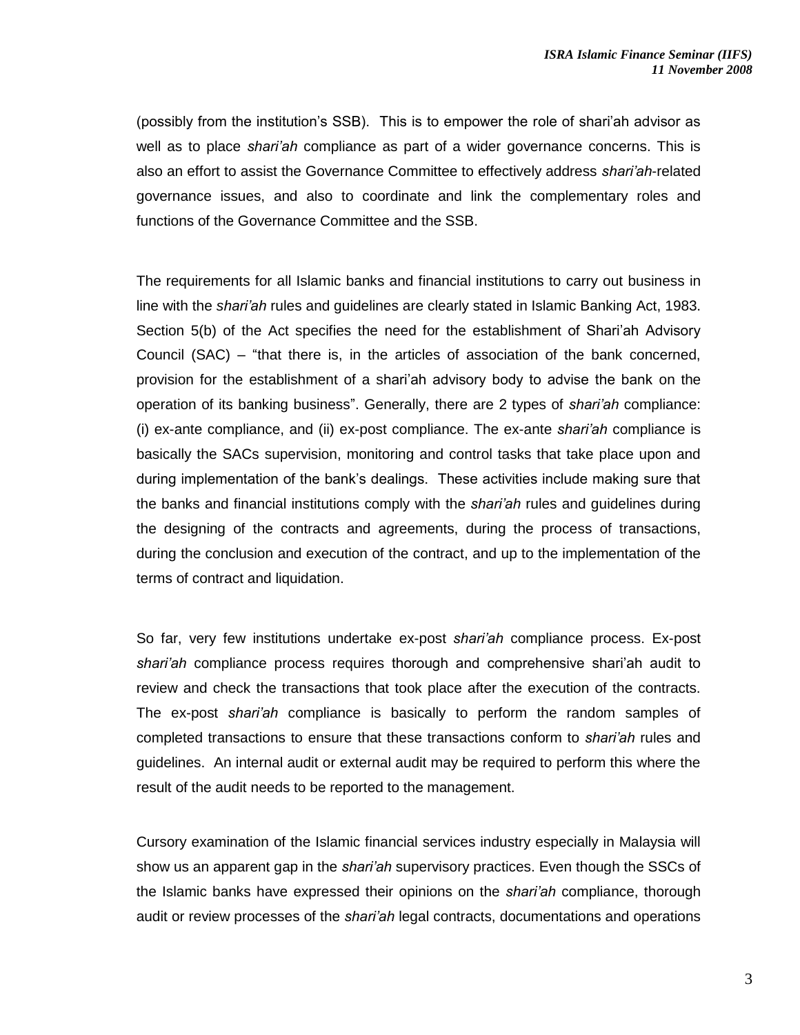(possibly from the institution's SSB). This is to empower the role of shari'ah advisor as well as to place *shari'ah* compliance as part of a wider governance concerns. This is also an effort to assist the Governance Committee to effectively address *shari'ah*-related governance issues, and also to coordinate and link the complementary roles and functions of the Governance Committee and the SSB.

The requirements for all Islamic banks and financial institutions to carry out business in line with the *shari'ah* rules and guidelines are clearly stated in Islamic Banking Act, 1983. Section 5(b) of the Act specifies the need for the establishment of Shari'ah Advisory Council (SAC) – "that there is, in the articles of association of the bank concerned, provision for the establishment of a shari'ah advisory body to advise the bank on the operation of its banking business". Generally, there are 2 types of *shari'ah* compliance: (i) ex-ante compliance, and (ii) ex-post compliance. The ex-ante *shari'ah* compliance is basically the SACs supervision, monitoring and control tasks that take place upon and during implementation of the bank's dealings. These activities include making sure that the banks and financial institutions comply with the *shari'ah* rules and guidelines during the designing of the contracts and agreements, during the process of transactions, during the conclusion and execution of the contract, and up to the implementation of the terms of contract and liquidation.

So far, very few institutions undertake ex-post *shari'ah* compliance process. Ex-post *shari'ah* compliance process requires thorough and comprehensive shari'ah audit to review and check the transactions that took place after the execution of the contracts. The ex-post *shari'ah* compliance is basically to perform the random samples of completed transactions to ensure that these transactions conform to *shari'ah* rules and guidelines. An internal audit or external audit may be required to perform this where the result of the audit needs to be reported to the management.

Cursory examination of the Islamic financial services industry especially in Malaysia will show us an apparent gap in the *shari'ah* supervisory practices. Even though the SSCs of the Islamic banks have expressed their opinions on the *shari'ah* compliance, thorough audit or review processes of the *shari'ah* legal contracts, documentations and operations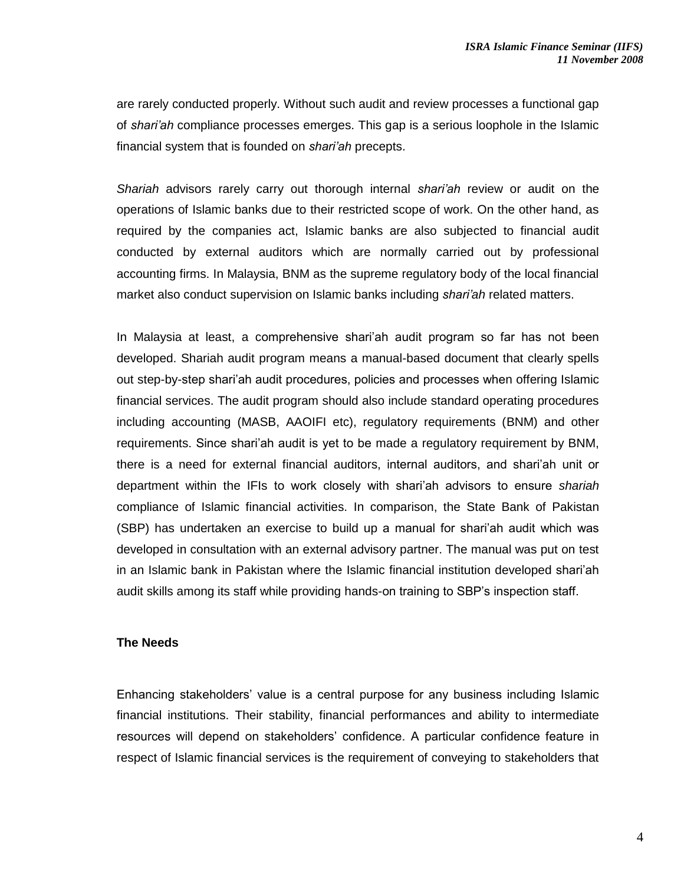are rarely conducted properly. Without such audit and review processes a functional gap of *shari'ah* compliance processes emerges. This gap is a serious loophole in the Islamic financial system that is founded on *shari'ah* precepts.

*Shariah* advisors rarely carry out thorough internal *shari'ah* review or audit on the operations of Islamic banks due to their restricted scope of work. On the other hand, as required by the companies act, Islamic banks are also subjected to financial audit conducted by external auditors which are normally carried out by professional accounting firms. In Malaysia, BNM as the supreme regulatory body of the local financial market also conduct supervision on Islamic banks including *shari'ah* related matters.

In Malaysia at least, a comprehensive shari'ah audit program so far has not been developed. Shariah audit program means a manual-based document that clearly spells out step-by-step shari'ah audit procedures, policies and processes when offering Islamic financial services. The audit program should also include standard operating procedures including accounting (MASB, AAOIFI etc), regulatory requirements (BNM) and other requirements. Since shari'ah audit is yet to be made a regulatory requirement by BNM, there is a need for external financial auditors, internal auditors, and shari'ah unit or department within the IFIs to work closely with shari'ah advisors to ensure *shariah* compliance of Islamic financial activities. In comparison, the State Bank of Pakistan (SBP) has undertaken an exercise to build up a manual for shari'ah audit which was developed in consultation with an external advisory partner. The manual was put on test in an Islamic bank in Pakistan where the Islamic financial institution developed shari'ah audit skills among its staff while providing hands-on training to SBP's inspection staff.

**The Needs**

Enhancing stakeholders' value is a central purpose for any business including Islamic financial institutions. Their stability, financial performances and ability to intermediate resources will depend on stakeholders' confidence. A particular confidence feature in respect of Islamic financial services is the requirement of conveying to stakeholders that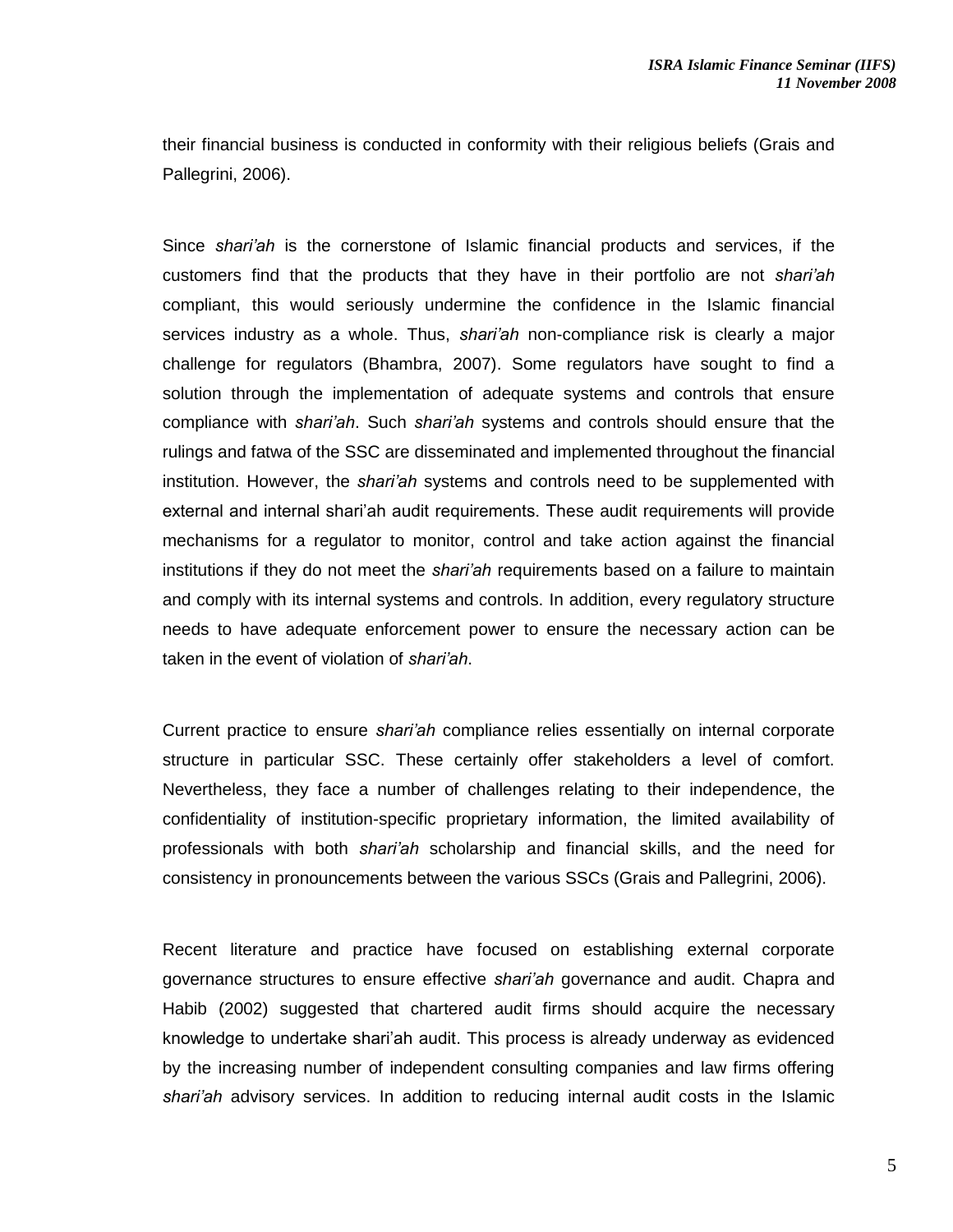their financial business is conducted in conformity with their religious beliefs (Grais and Pallegrini, 2006).

Since *shari'ah* is the cornerstone of Islamic financial products and services, if the customers find that the products that they have in their portfolio are not *shari'ah* compliant, this would seriously undermine the confidence in the Islamic financial services industry as a whole. Thus, *shari'ah* non-compliance risk is clearly a major challenge for regulators (Bhambra, 2007). Some regulators have sought to find a solution through the implementation of adequate systems and controls that ensure compliance with *shari'ah*. Such *shari'ah* systems and controls should ensure that the rulings and fatwa of the SSC are disseminated and implemented throughout the financial institution. However, the *shari'ah* systems and controls need to be supplemented with external and internal shari'ah audit requirements. These audit requirements will provide mechanisms for a regulator to monitor, control and take action against the financial institutions if they do not meet the *shari'ah* requirements based on a failure to maintain and comply with its internal systems and controls. In addition, every regulatory structure needs to have adequate enforcement power to ensure the necessary action can be taken in the event of violation of *shari'ah*.

Current practice to ensure *shari'ah* compliance relies essentially on internal corporate structure in particular SSC. These certainly offer stakeholders a level of comfort. Nevertheless, they face a number of challenges relating to their independence, the confidentiality of institution-specific proprietary information, the limited availability of professionals with both *shari'ah* scholarship and financial skills, and the need for consistency in pronouncements between the various SSCs (Grais and Pallegrini, 2006).

Recent literature and practice have focused on establishing external corporate governance structures to ensure effective *shari'ah* governance and audit. Chapra and Habib (2002) suggested that chartered audit firms should acquire the necessary knowledge to undertake shari'ah audit. This process is already underway as evidenced by the increasing number of independent consulting companies and law firms offering *shari'ah* advisory services. In addition to reducing internal audit costs in the Islamic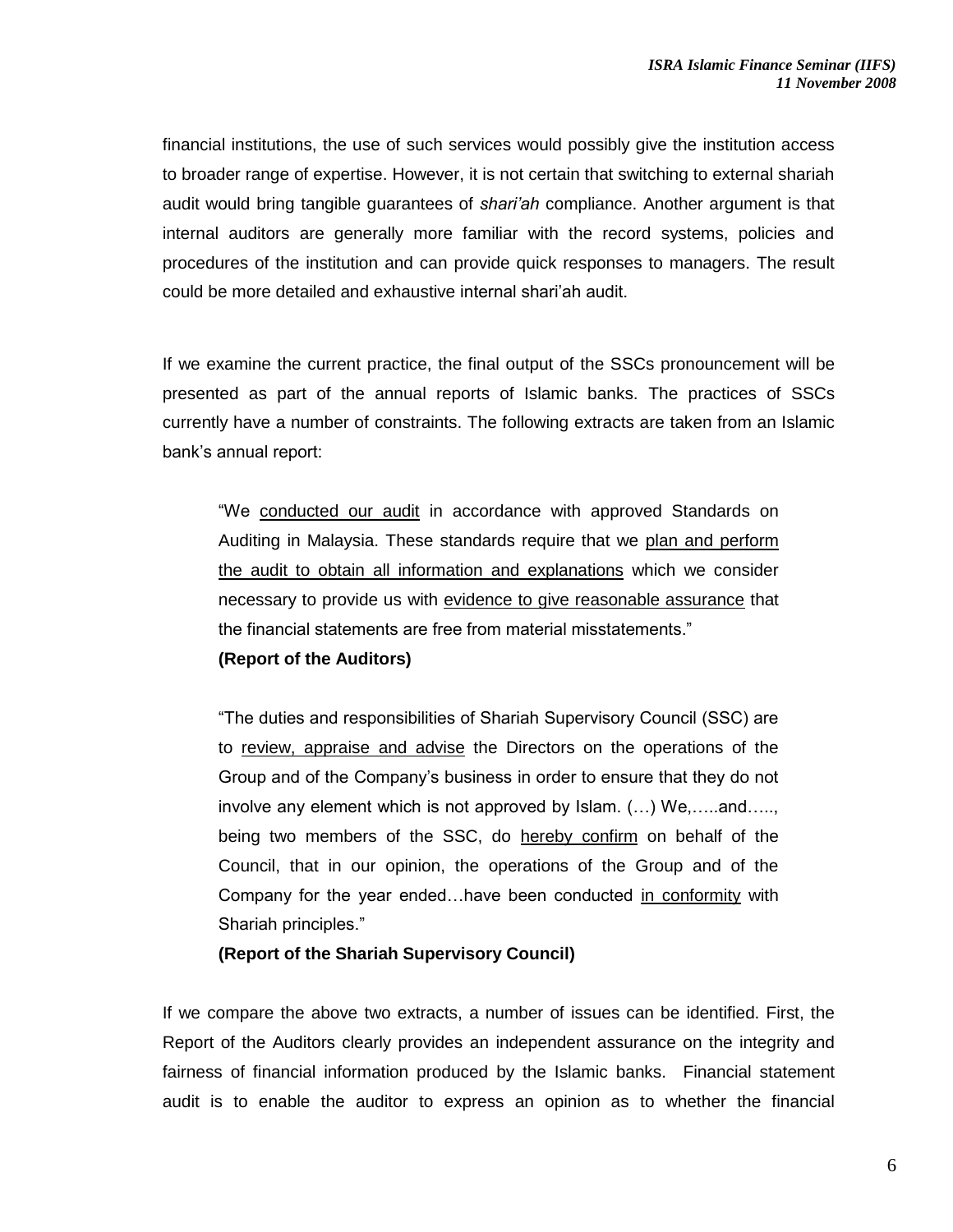financial institutions, the use of such services would possibly give the institution access to broader range of expertise. However, it is not certain that switching to external shariah audit would bring tangible guarantees of *shari'ah* compliance. Another argument is that internal auditors are generally more familiar with the record systems, policies and procedures of the institution and can provide quick responses to managers. The result could be more detailed and exhaustive internal shari'ah audit.

If we examine the current practice, the final output of the SSCs pronouncement will be presented as part of the annual reports of Islamic banks. The practices of SSCs currently have a number of constraints. The following extracts are taken from an Islamic bank's annual report:

> "We <u>conducted our audit</u> in accordance with approved Standards on Auditing in Malaysia. These standards require that we <u>plan and perform the audit to obtain all information and explanations</u> which we consider necessary to provide us with <u>evidence to give reasonable assurance</u> that the financial statements are free from material misstatements."
>
> **(Report of the Auditors)**

> "The duties and responsibilities of Shariah Supervisory Council (SSC) are to <u>review, appraise and advise</u> the Directors on the operations of the Group and of the Company's business in order to ensure that they do not involve any element which is not approved by Islam. (…) We,…..and….., being two members of the SSC, do <u>hereby confirm</u> on behalf of the Council, that in our opinion, the operations of the Group and of the Company for the year ended…have been conducted <u>in conformity</u> with Shariah principles."
>
> **(Report of the Shariah Supervisory Council)**

If we compare the above two extracts, a number of issues can be identified. First, the Report of the Auditors clearly provides an independent assurance on the integrity and fairness of financial information produced by the Islamic banks. Financial statement audit is to enable the auditor to express an opinion as to whether the financial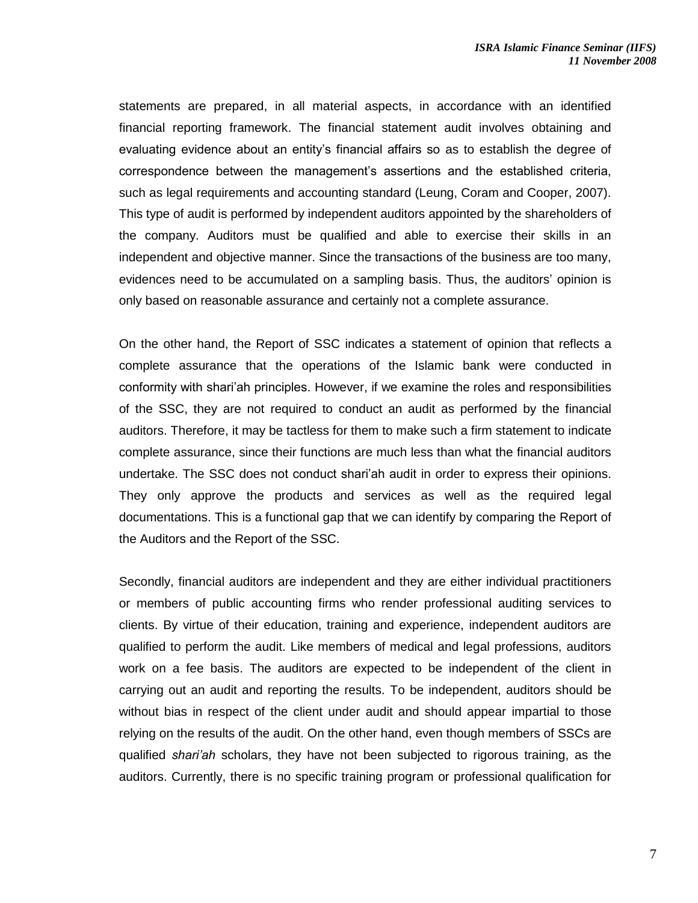statements are prepared, in all material aspects, in accordance with an identified financial reporting framework. The financial statement audit involves obtaining and evaluating evidence about an entity's financial affairs so as to establish the degree of correspondence between the management's assertions and the established criteria, such as legal requirements and accounting standard (Leung, Coram and Cooper, 2007). This type of audit is performed by independent auditors appointed by the shareholders of the company. Auditors must be qualified and able to exercise their skills in an independent and objective manner. Since the transactions of the business are too many, evidences need to be accumulated on a sampling basis. Thus, the auditors' opinion is only based on reasonable assurance and certainly not a complete assurance.

On the other hand, the Report of SSC indicates a statement of opinion that reflects a complete assurance that the operations of the Islamic bank were conducted in conformity with shari'ah principles. However, if we examine the roles and responsibilities of the SSC, they are not required to conduct an audit as performed by the financial auditors. Therefore, it may be tactless for them to make such a firm statement to indicate complete assurance, since their functions are much less than what the financial auditors undertake. The SSC does not conduct shari'ah audit in order to express their opinions. They only approve the products and services as well as the required legal documentations. This is a functional gap that we can identify by comparing the Report of the Auditors and the Report of the SSC.

Secondly, financial auditors are independent and they are either individual practitioners or members of public accounting firms who render professional auditing services to clients. By virtue of their education, training and experience, independent auditors are qualified to perform the audit. Like members of medical and legal professions, auditors work on a fee basis. The auditors are expected to be independent of the client in carrying out an audit and reporting the results. To be independent, auditors should be without bias in respect of the client under audit and should appear impartial to those relying on the results of the audit. On the other hand, even though members of SSCs are qualified *shari'ah* scholars, they have not been subjected to rigorous training, as the auditors. Currently, there is no specific training program or professional qualification for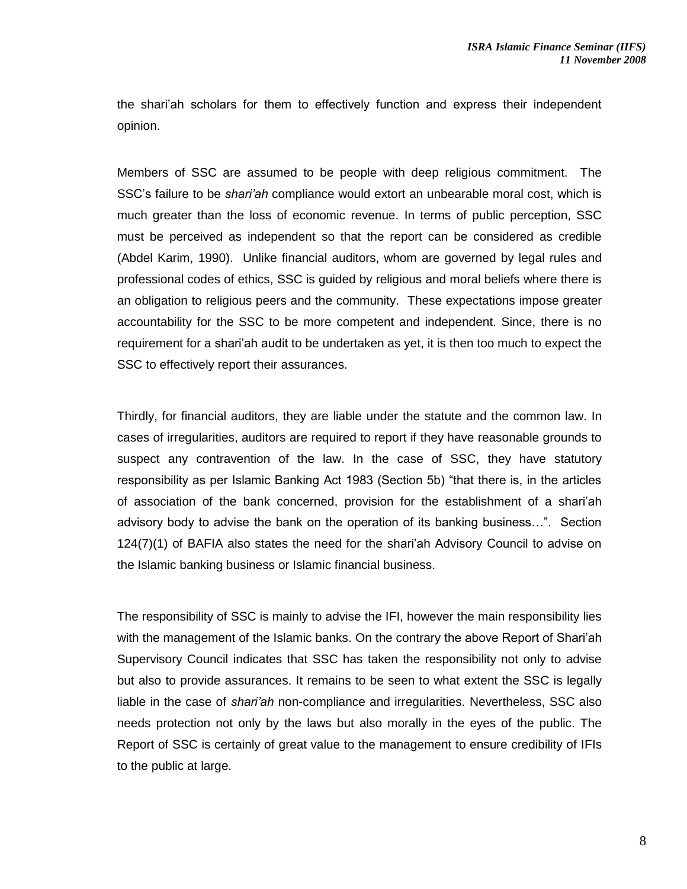the shari'ah scholars for them to effectively function and express their independent opinion.

Members of SSC are assumed to be people with deep religious commitment. The SSC's failure to be *shari'ah* compliance would extort an unbearable moral cost, which is much greater than the loss of economic revenue. In terms of public perception, SSC must be perceived as independent so that the report can be considered as credible (Abdel Karim, 1990). Unlike financial auditors, whom are governed by legal rules and professional codes of ethics, SSC is guided by religious and moral beliefs where there is an obligation to religious peers and the community. These expectations impose greater accountability for the SSC to be more competent and independent. Since, there is no requirement for a shari'ah audit to be undertaken as yet, it is then too much to expect the SSC to effectively report their assurances.

Thirdly, for financial auditors, they are liable under the statute and the common law. In cases of irregularities, auditors are required to report if they have reasonable grounds to suspect any contravention of the law. In the case of SSC, they have statutory responsibility as per Islamic Banking Act 1983 (Section 5b) "that there is, in the articles of association of the bank concerned, provision for the establishment of a shari'ah advisory body to advise the bank on the operation of its banking business…". Section 124(7)(1) of BAFIA also states the need for the shari'ah Advisory Council to advise on the Islamic banking business or Islamic financial business.

The responsibility of SSC is mainly to advise the IFI, however the main responsibility lies with the management of the Islamic banks. On the contrary the above Report of Shari'ah Supervisory Council indicates that SSC has taken the responsibility not only to advise but also to provide assurances. It remains to be seen to what extent the SSC is legally liable in the case of *shari'ah* non-compliance and irregularities. Nevertheless, SSC also needs protection not only by the laws but also morally in the eyes of the public. The Report of SSC is certainly of great value to the management to ensure credibility of IFIs to the public at large.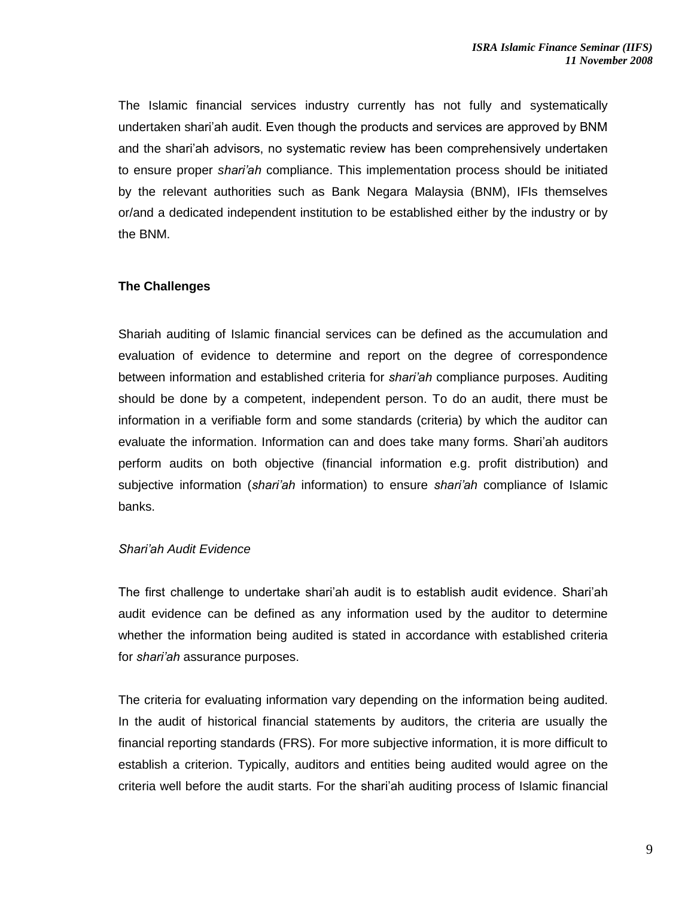The Islamic financial services industry currently has not fully and systematically undertaken shari'ah audit. Even though the products and services are approved by BNM and the shari'ah advisors, no systematic review has been comprehensively undertaken to ensure proper *shari'ah* compliance. This implementation process should be initiated by the relevant authorities such as Bank Negara Malaysia (BNM), IFIs themselves or/and a dedicated independent institution to be established either by the industry or by the BNM.

### The Challenges

Shariah auditing of Islamic financial services can be defined as the accumulation and evaluation of evidence to determine and report on the degree of correspondence between information and established criteria for *shari'ah* compliance purposes. Auditing should be done by a competent, independent person. To do an audit, there must be information in a verifiable form and some standards (criteria) by which the auditor can evaluate the information. Information can and does take many forms. Shari'ah auditors perform audits on both objective (financial information e.g. profit distribution) and subjective information (*shari'ah* information) to ensure *shari'ah* compliance of Islamic banks.

#### *Shari'ah Audit Evidence*

The first challenge to undertake shari'ah audit is to establish audit evidence. Shari'ah audit evidence can be defined as any information used by the auditor to determine whether the information being audited is stated in accordance with established criteria for *shari'ah* assurance purposes.

The criteria for evaluating information vary depending on the information being audited. In the audit of historical financial statements by auditors, the criteria are usually the financial reporting standards (FRS). For more subjective information, it is more difficult to establish a criterion. Typically, auditors and entities being audited would agree on the criteria well before the audit starts. For the shari'ah auditing process of Islamic financial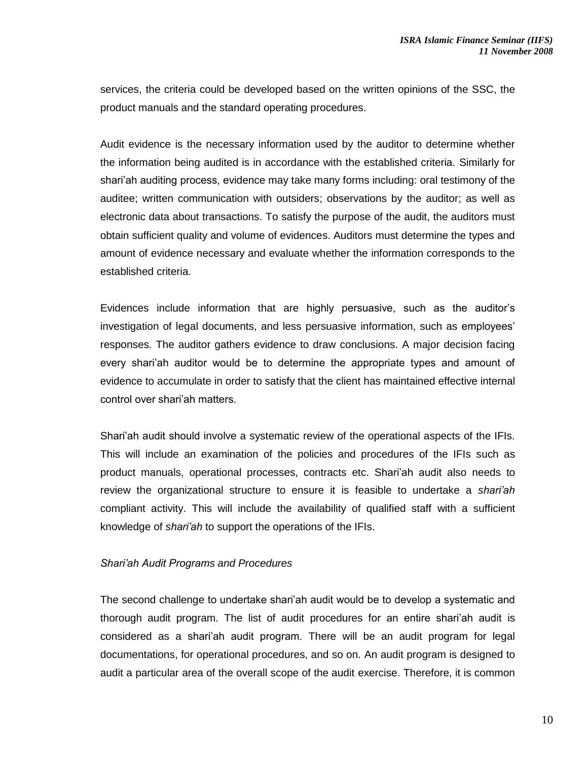services, the criteria could be developed based on the written opinions of the SSC, the product manuals and the standard operating procedures.

Audit evidence is the necessary information used by the auditor to determine whether the information being audited is in accordance with the established criteria. Similarly for shari'ah auditing process, evidence may take many forms including: oral testimony of the auditee; written communication with outsiders; observations by the auditor; as well as electronic data about transactions. To satisfy the purpose of the audit, the auditors must obtain sufficient quality and volume of evidences. Auditors must determine the types and amount of evidence necessary and evaluate whether the information corresponds to the established criteria.

Evidences include information that are highly persuasive, such as the auditor's investigation of legal documents, and less persuasive information, such as employees' responses. The auditor gathers evidence to draw conclusions. A major decision facing every shari'ah auditor would be to determine the appropriate types and amount of evidence to accumulate in order to satisfy that the client has maintained effective internal control over shari'ah matters.

Shari'ah audit should involve a systematic review of the operational aspects of the IFIs. This will include an examination of the policies and procedures of the IFIs such as product manuals, operational processes, contracts etc. Shari'ah audit also needs to review the organizational structure to ensure it is feasible to undertake a *shari'ah* compliant activity. This will include the availability of qualified staff with a sufficient knowledge of *shari'ah* to support the operations of the IFIs.

*Shari'ah Audit Programs and Procedures*

The second challenge to undertake shari'ah audit would be to develop a systematic and thorough audit program. The list of audit procedures for an entire shari'ah audit is considered as a shari'ah audit program. There will be an audit program for legal documentations, for operational procedures, and so on. An audit program is designed to audit a particular area of the overall scope of the audit exercise. Therefore, it is common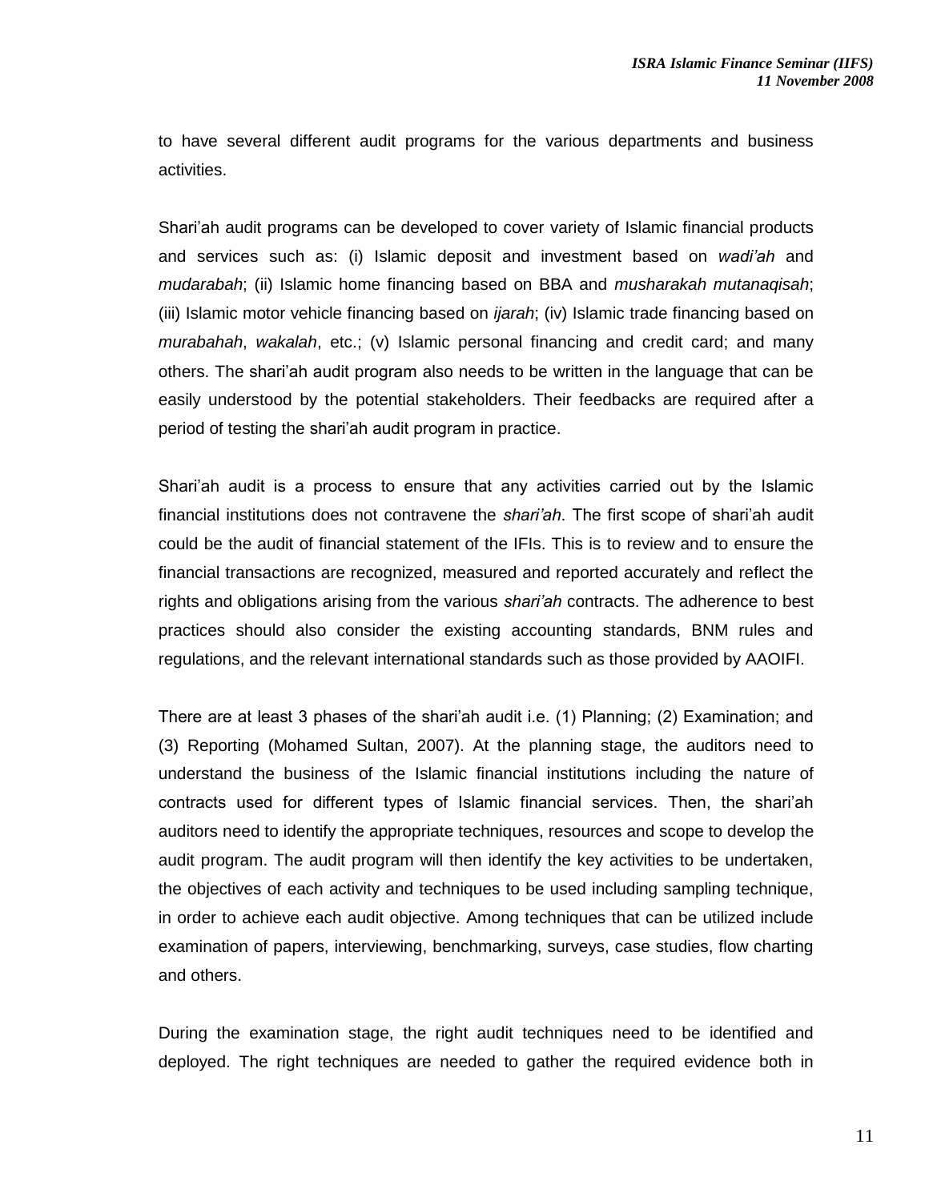to have several different audit programs for the various departments and business activities.

Shari'ah audit programs can be developed to cover variety of Islamic financial products and services such as: (i) Islamic deposit and investment based on *wadi'ah* and *mudarabah*; (ii) Islamic home financing based on BBA and *musharakah mutanaqisah*; (iii) Islamic motor vehicle financing based on *ijarah*; (iv) Islamic trade financing based on *murabahah*, *wakalah*, etc.; (v) Islamic personal financing and credit card; and many others. The shari'ah audit program also needs to be written in the language that can be easily understood by the potential stakeholders. Their feedbacks are required after a period of testing the shari'ah audit program in practice.

Shari'ah audit is a process to ensure that any activities carried out by the Islamic financial institutions does not contravene the *shari'ah*. The first scope of shari'ah audit could be the audit of financial statement of the IFIs. This is to review and to ensure the financial transactions are recognized, measured and reported accurately and reflect the rights and obligations arising from the various *shari'ah* contracts. The adherence to best practices should also consider the existing accounting standards, BNM rules and regulations, and the relevant international standards such as those provided by AAOIFI.

There are at least 3 phases of the shari'ah audit i.e. (1) Planning; (2) Examination; and (3) Reporting (Mohamed Sultan, 2007). At the planning stage, the auditors need to understand the business of the Islamic financial institutions including the nature of contracts used for different types of Islamic financial services. Then, the shari'ah auditors need to identify the appropriate techniques, resources and scope to develop the audit program. The audit program will then identify the key activities to be undertaken, the objectives of each activity and techniques to be used including sampling technique, in order to achieve each audit objective. Among techniques that can be utilized include examination of papers, interviewing, benchmarking, surveys, case studies, flow charting and others.

During the examination stage, the right audit techniques need to be identified and deployed. The right techniques are needed to gather the required evidence both in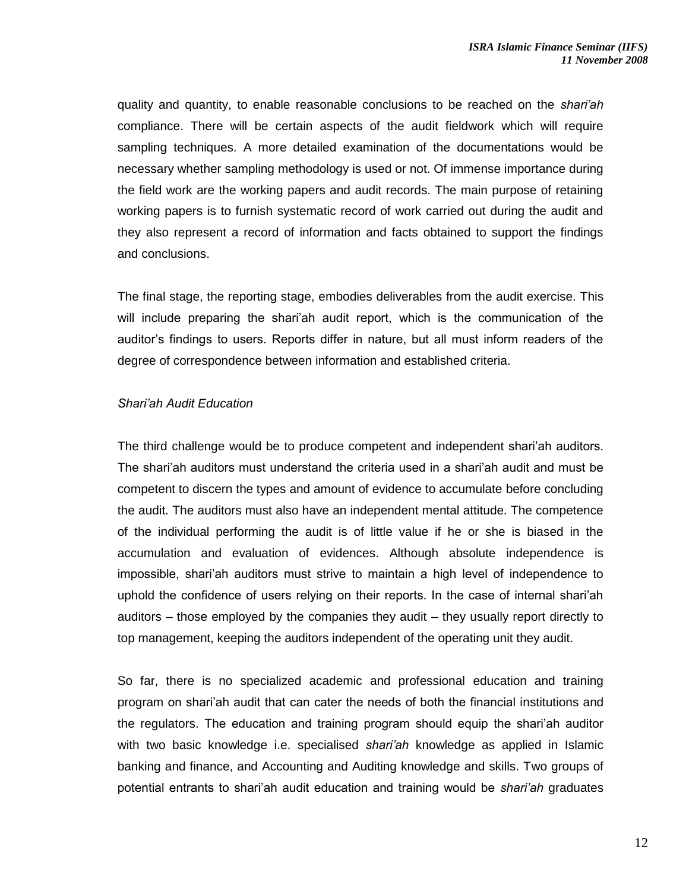quality and quantity, to enable reasonable conclusions to be reached on the *shari'ah* compliance. There will be certain aspects of the audit fieldwork which will require sampling techniques. A more detailed examination of the documentations would be necessary whether sampling methodology is used or not. Of immense importance during the field work are the working papers and audit records. The main purpose of retaining working papers is to furnish systematic record of work carried out during the audit and they also represent a record of information and facts obtained to support the findings and conclusions.

The final stage, the reporting stage, embodies deliverables from the audit exercise. This will include preparing the shari'ah audit report, which is the communication of the auditor's findings to users. Reports differ in nature, but all must inform readers of the degree of correspondence between information and established criteria.

*Shari'ah Audit Education*

The third challenge would be to produce competent and independent shari'ah auditors. The shari'ah auditors must understand the criteria used in a shari'ah audit and must be competent to discern the types and amount of evidence to accumulate before concluding the audit. The auditors must also have an independent mental attitude. The competence of the individual performing the audit is of little value if he or she is biased in the accumulation and evaluation of evidences. Although absolute independence is impossible, shari'ah auditors must strive to maintain a high level of independence to uphold the confidence of users relying on their reports. In the case of internal shari'ah auditors – those employed by the companies they audit – they usually report directly to top management, keeping the auditors independent of the operating unit they audit.

So far, there is no specialized academic and professional education and training program on shari'ah audit that can cater the needs of both the financial institutions and the regulators. The education and training program should equip the shari'ah auditor with two basic knowledge i.e. specialised *shari'ah* knowledge as applied in Islamic banking and finance, and Accounting and Auditing knowledge and skills. Two groups of potential entrants to shari'ah audit education and training would be *shari'ah* graduates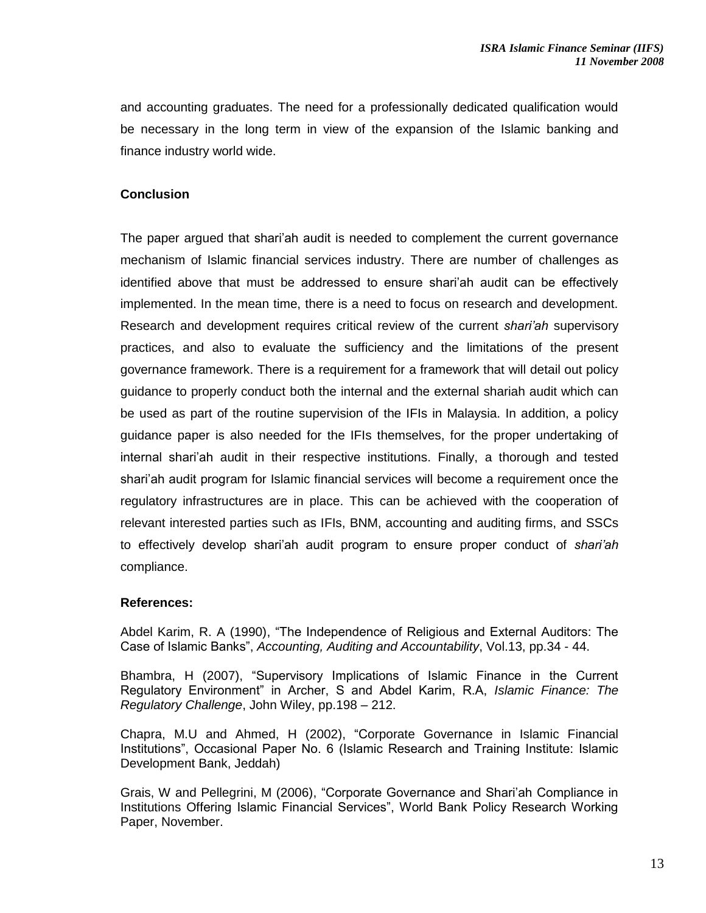and accounting graduates. The need for a professionally dedicated qualification would be necessary in the long term in view of the expansion of the Islamic banking and finance industry world wide.

## Conclusion

The paper argued that shari'ah audit is needed to complement the current governance mechanism of Islamic financial services industry. There are number of challenges as identified above that must be addressed to ensure shari'ah audit can be effectively implemented. In the mean time, there is a need to focus on research and development. Research and development requires critical review of the current *shari'ah* supervisory practices, and also to evaluate the sufficiency and the limitations of the present governance framework. There is a requirement for a framework that will detail out policy guidance to properly conduct both the internal and the external shariah audit which can be used as part of the routine supervision of the IFIs in Malaysia. In addition, a policy guidance paper is also needed for the IFIs themselves, for the proper undertaking of internal shari'ah audit in their respective institutions. Finally, a thorough and tested shari'ah audit program for Islamic financial services will become a requirement once the regulatory infrastructures are in place. This can be achieved with the cooperation of relevant interested parties such as IFIs, BNM, accounting and auditing firms, and SSCs to effectively develop shari'ah audit program to ensure proper conduct of *shari'ah* compliance.

## References:

Abdel Karim, R. A (1990), "The Independence of Religious and External Auditors: The Case of Islamic Banks", *Accounting, Auditing and Accountability*, Vol.13, pp.34 - 44.

Bhambra, H (2007), "Supervisory Implications of Islamic Finance in the Current Regulatory Environment" in Archer, S and Abdel Karim, R.A, *Islamic Finance: The Regulatory Challenge*, John Wiley, pp.198 – 212.

Chapra, M.U and Ahmed, H (2002), "Corporate Governance in Islamic Financial Institutions", Occasional Paper No. 6 (Islamic Research and Training Institute: Islamic Development Bank, Jeddah)

Grais, W and Pellegrini, M (2006), "Corporate Governance and Shari'ah Compliance in Institutions Offering Islamic Financial Services", World Bank Policy Research Working Paper, November.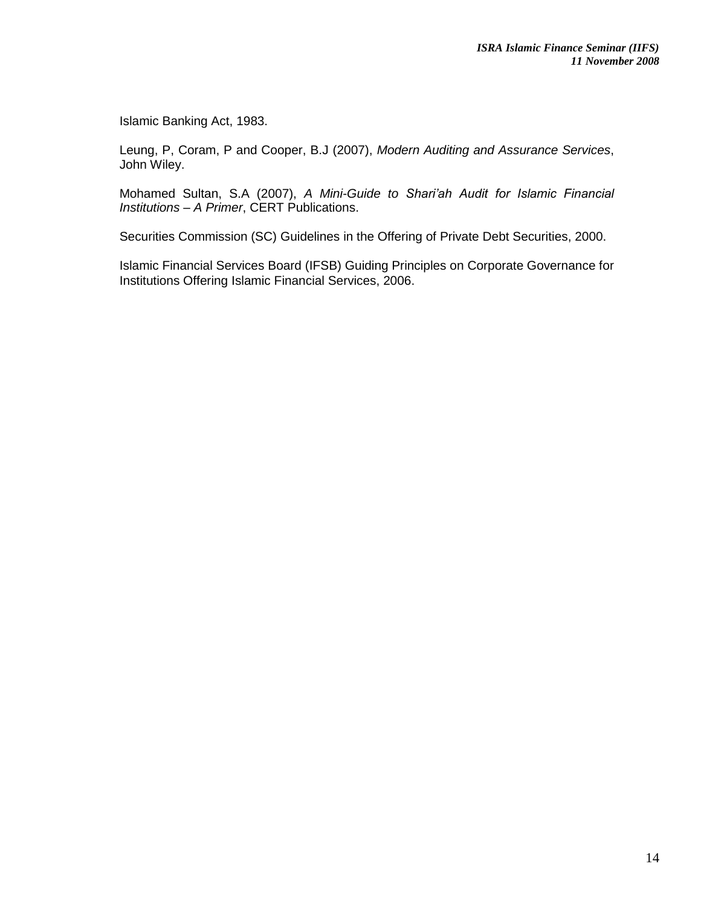Islamic Banking Act, 1983.

Leung, P, Coram, P and Cooper, B.J (2007), *Modern Auditing and Assurance Services*, John Wiley.

Mohamed Sultan, S.A (2007), *A Mini-Guide to Shari'ah Audit for Islamic Financial Institutions – A Primer*, CERT Publications.

Securities Commission (SC) Guidelines in the Offering of Private Debt Securities, 2000.

Islamic Financial Services Board (IFSB) Guiding Principles on Corporate Governance for Institutions Offering Islamic Financial Services, 2006.